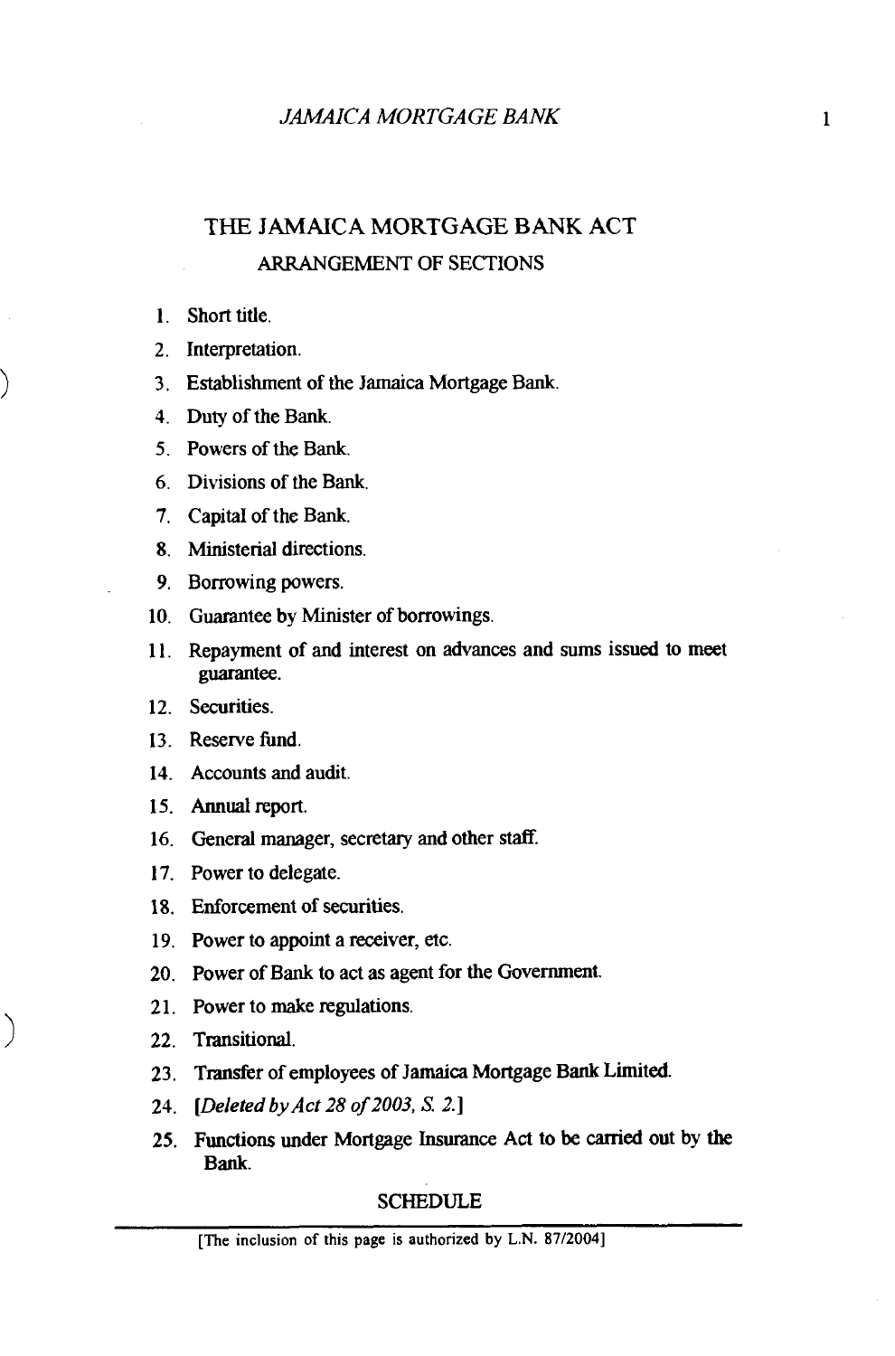# THE JAMAICA MORTGAGE BANK ACT

## ARRANGEMENT OF SECTIONS

1. Short title.
2. Interpretation.
3. Establishment of the Jamaica Mortgage Bank.
4. Duty of the Bank.
5. Powers of the Bank.
6. Divisions of the Bank.
7. Capital of the Bank.
8. Ministerial directions.
9. Borrowing powers.
10. Guarantee by Minister of borrowings.
11. Repayment of and interest on advances and sums issued to meet guarantee.
12. Securities.
13. Reserve fund.
14. Accounts and audit.
15. Annual report.
16. General manager, secretary and other staff.
17. Power to delegate.
18. Enforcement of securities.
19. Power to appoint a receiver, etc.
20. Power of Bank to act as agent for the Government.
21. Power to make regulations.
22. Transitional.
23. Transfer of employees of Jamaica Mortgage Bank Limited.
24. [*Deleted by Act 28 of 2003, S. 2.*]
25. Functions under Mortgage Insurance Act to be carried out by the Bank.

SCHEDULE

[The inclusion of this page is authorized by L.N. 87/2004]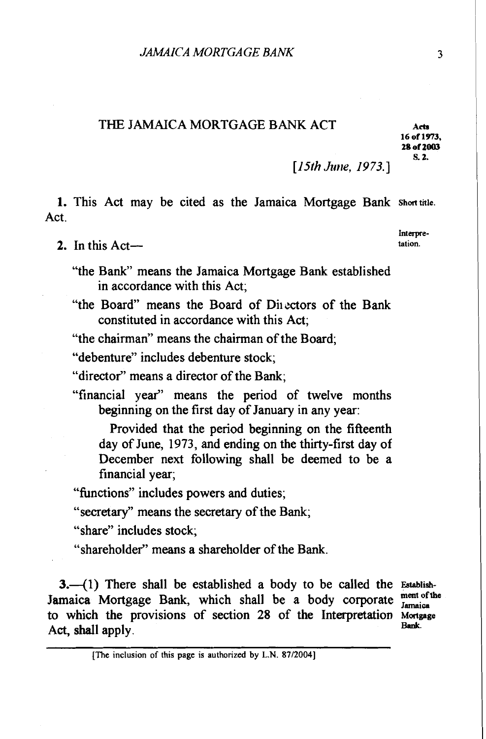# THE JAMAICA MORTGAGE BANK ACT

Acts 16 of 1973, 28 of 2003 S. 2.

[*15th June, 1973.*]

**1.** This Act may be cited as the Jamaica Mortgage Bank Act.

Short title.

**2.** In this Act—

Interpretation.

"the Bank" means the Jamaica Mortgage Bank established in accordance with this Act;

"the Board" means the Board of Directors of the Bank constituted in accordance with this Act;

"the chairman" means the chairman of the Board;

"debenture" includes debenture stock;

"director" means a director of the Bank;

"financial year" means the period of twelve months beginning on the first day of January in any year:

Provided that the period beginning on the fifteenth day of June, 1973, and ending on the thirty-first day of December next following shall be deemed to be a financial year;

"functions" includes powers and duties;

"secretary" means the secretary of the Bank;

"share" includes stock;

"shareholder" means a shareholder of the Bank.

**3.**—(1) There shall be established a body to be called the Jamaica Mortgage Bank, which shall be a body corporate to which the provisions of section 28 of the Interpretation Act, shall apply.

Establishment of the Jamaica Mortgage Bank.

[The inclusion of this page is authorized by L.N. 87/2004]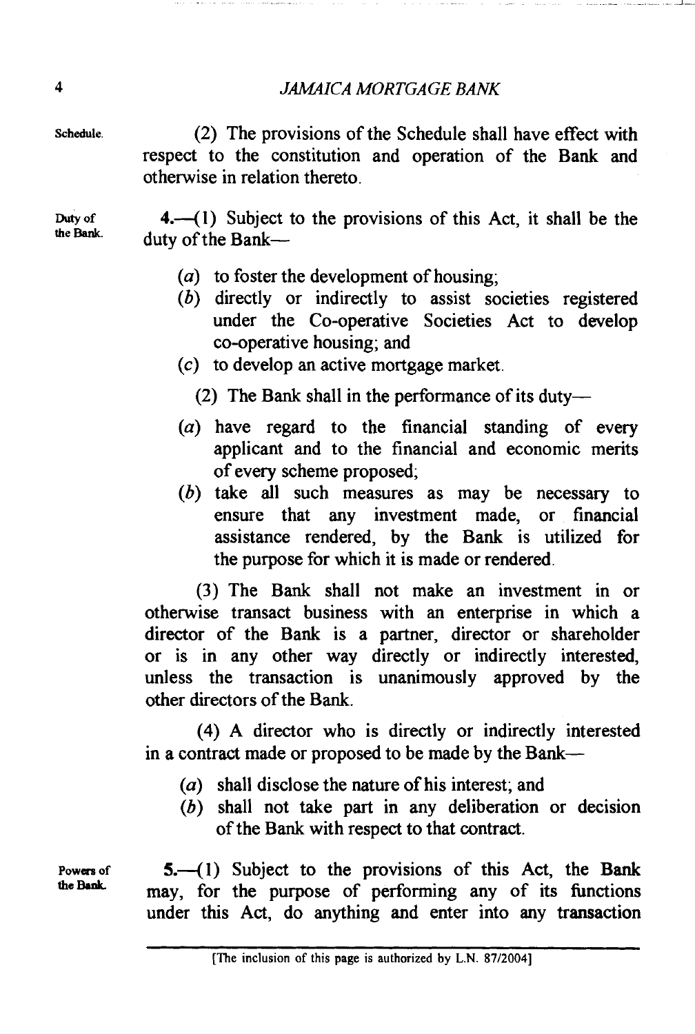Schedule.

(2) The provisions of the Schedule shall have effect with respect to the constitution and operation of the Bank and otherwise in relation thereto.

Duty of the Bank.

4.—(1) Subject to the provisions of this Act, it shall be the duty of the Bank—

(*a*) to foster the development of housing;

(*b*) directly or indirectly to assist societies registered under the Co-operative Societies Act to develop co-operative housing; and

(*c*) to develop an active mortgage market.

(2) The Bank shall in the performance of its duty—

(*a*) have regard to the financial standing of every applicant and to the financial and economic merits of every scheme proposed;

(*b*) take all such measures as may be necessary to ensure that any investment made, or financial assistance rendered, by the Bank is utilized for the purpose for which it is made or rendered.

(3) The Bank shall not make an investment in or otherwise transact business with an enterprise in which a director of the Bank is a partner, director or shareholder or is in any other way directly or indirectly interested, unless the transaction is unanimously approved by the other directors of the Bank.

(4) A director who is directly or indirectly interested in a contract made or proposed to be made by the Bank—

(*a*) shall disclose the nature of his interest; and

(*b*) shall not take part in any deliberation or decision of the Bank with respect to that contract.

Powers of the Bank.

5.—(1) Subject to the provisions of this Act, the Bank may, for the purpose of performing any of its functions under this Act, do anything and enter into any transaction

[The inclusion of this page is authorized by L.N. 87/2004]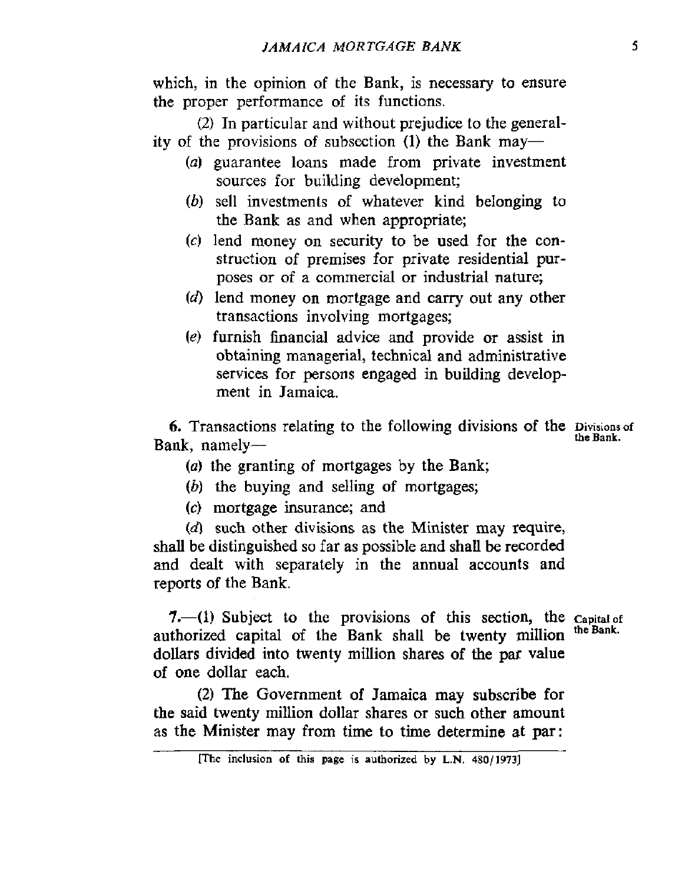which, in the opinion of the Bank, is necessary to ensure the proper performance of its functions.

(2) In particular and without prejudice to the generality of the provisions of subsection (1) the Bank may—

(*a*) guarantee loans made from private investment sources for building development;

(*b*) sell investments of whatever kind belonging to the Bank as and when appropriate;

(*c*) lend money on security to be used for the construction of premises for private residential purposes or of a commercial or industrial nature;

(*d*) lend money on mortgage and carry out any other transactions involving mortgages;

(*e*) furnish financial advice and provide or assist in obtaining managerial, technical and administrative services for persons engaged in building development in Jamaica.

Divisions of the Bank.

**6.** Transactions relating to the following divisions of the Bank, namely—

(*a*) the granting of mortgages by the Bank;

(*b*) the buying and selling of mortgages;

(*c*) mortgage insurance; and

(*d*) such other divisions as the Minister may require, shall be distinguished so far as possible and shall be recorded and dealt with separately in the annual accounts and reports of the Bank.

Capital of the Bank.

**7.**—(1) Subject to the provisions of this section, the authorized capital of the Bank shall be twenty million dollars divided into twenty million shares of the par value of one dollar each.

(2) The Government of Jamaica may subscribe for the said twenty million dollar shares or such other amount as the Minister may from time to time determine at par:

[The inclusion of this page is authorized by L.N. 480/1973]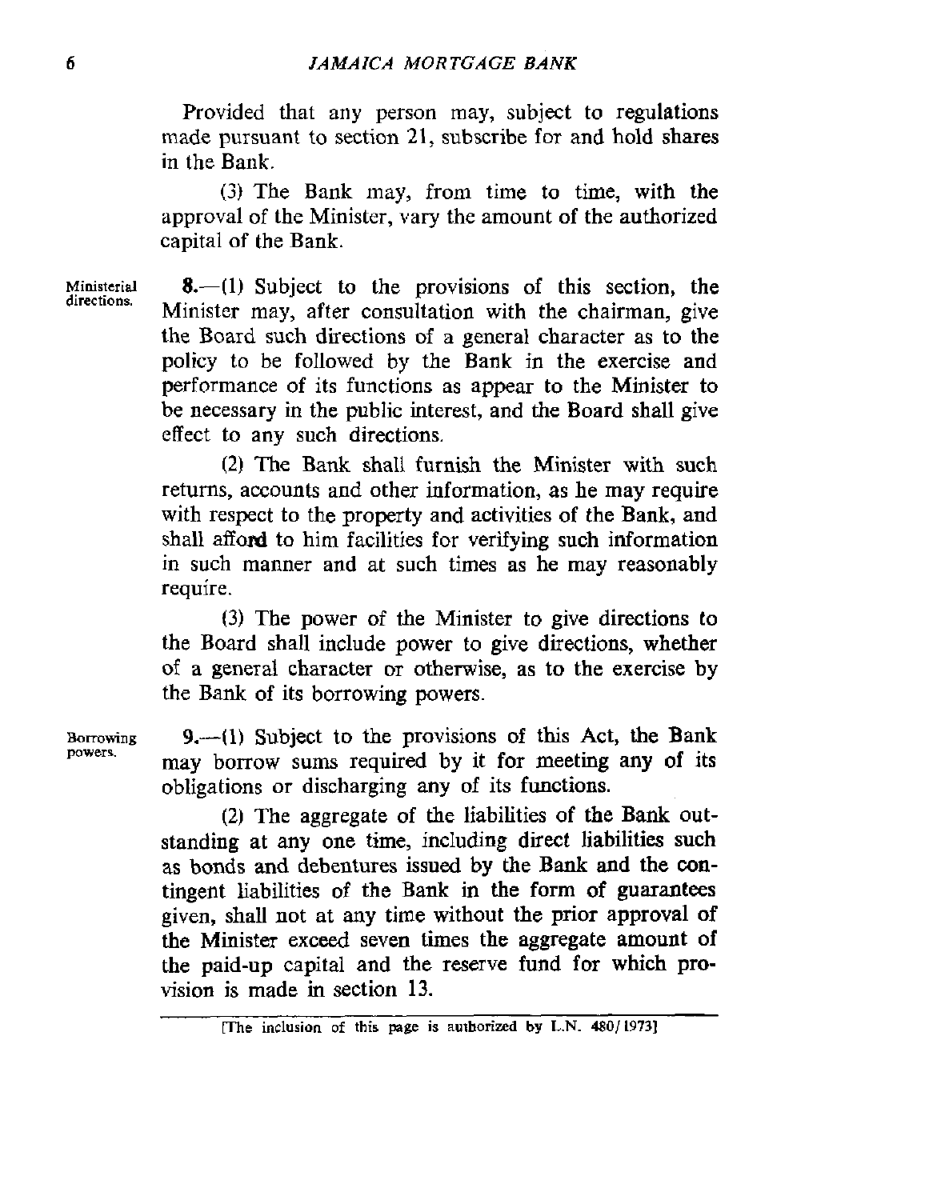Provided that any person may, subject to regulations made pursuant to section 21, subscribe for and hold shares in the Bank.

(3) The Bank may, from time to time, with the approval of the Minister, vary the amount of the authorized capital of the Bank.

Ministerial directions.

**8.**—(1) Subject to the provisions of this section, the Minister may, after consultation with the chairman, give the Board such directions of a general character as to the policy to be followed by the Bank in the exercise and performance of its functions as appear to the Minister to be necessary in the public interest, and the Board shall give effect to any such directions.

(2) The Bank shall furnish the Minister with such returns, accounts and other information, as he may require with respect to the property and activities of the Bank, and shall afford to him facilities for verifying such information in such manner and at such times as he may reasonably require.

(3) The power of the Minister to give directions to the Board shall include power to give directions, whether of a general character or otherwise, as to the exercise by the Bank of its borrowing powers.

Borrowing powers.

**9.**—(1) Subject to the provisions of this Act, the Bank may borrow sums required by it for meeting any of its obligations or discharging any of its functions.

(2) The aggregate of the liabilities of the Bank outstanding at any one time, including direct liabilities such as bonds and debentures issued by the Bank and the contingent liabilities of the Bank in the form of guarantees given, shall not at any time without the prior approval of the Minister exceed seven times the aggregate amount of the paid-up capital and the reserve fund for which provision is made in section 13.

[The inclusion of this page is authorized by L.N. 480/1973]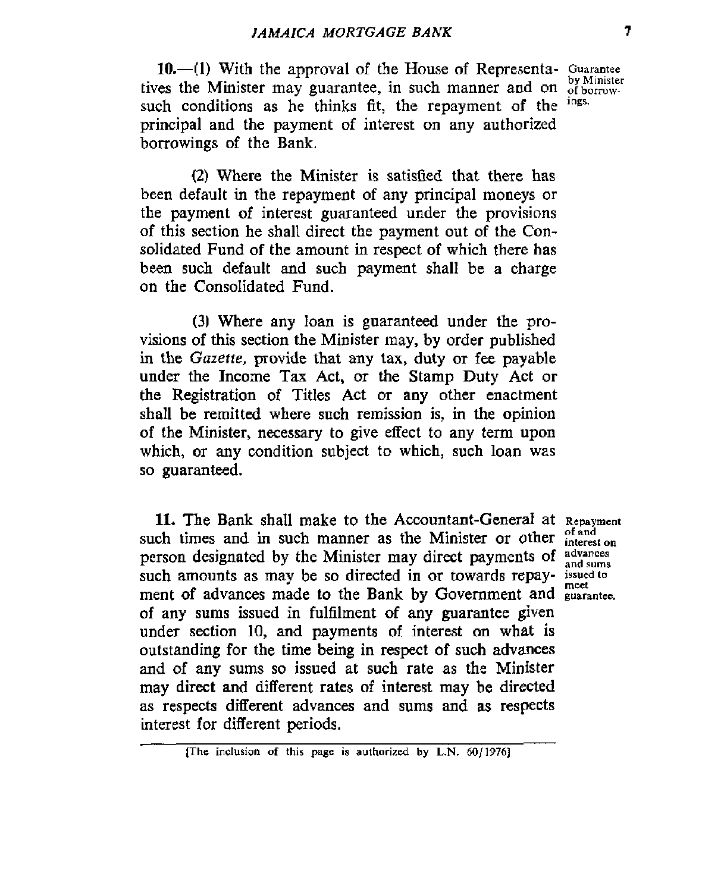**10.**—(1) With the approval of the House of Representatives the Minister may guarantee, in such manner and on such conditions as he thinks fit, the repayment of the principal and the payment of interest on any authorized borrowings of the Bank.

Guarantee by Minister of borrowings.

(2) Where the Minister is satisfied that there has been default in the repayment of any principal moneys or the payment of interest guaranteed under the provisions of this section he shall direct the payment out of the Consolidated Fund of the amount in respect of which there has been such default and such payment shall be a charge on the Consolidated Fund.

(3) Where any loan is guaranteed under the provisions of this section the Minister may, by order published in the *Gazette*, provide that any tax, duty or fee payable under the Income Tax Act, or the Stamp Duty Act or the Registration of Titles Act or any other enactment shall be remitted where such remission is, in the opinion of the Minister, necessary to give effect to any term upon which, or any condition subject to which, such loan was so guaranteed.

**11.** The Bank shall make to the Accountant-General at such times and in such manner as the Minister or other person designated by the Minister may direct payments of such amounts as may be so directed in or towards repayment of advances made to the Bank by Government and of any sums issued in fulfilment of any guarantee given under section 10, and payments of interest on what is outstanding for the time being in respect of such advances and of any sums so issued at such rate as the Minister may direct and different rates of interest may be directed as respects different advances and sums and as respects interest for different periods.

Repayment of and interest on advances and sums issued to meet guarantee.

[The inclusion of this page is authorized by L.N. 60/1976]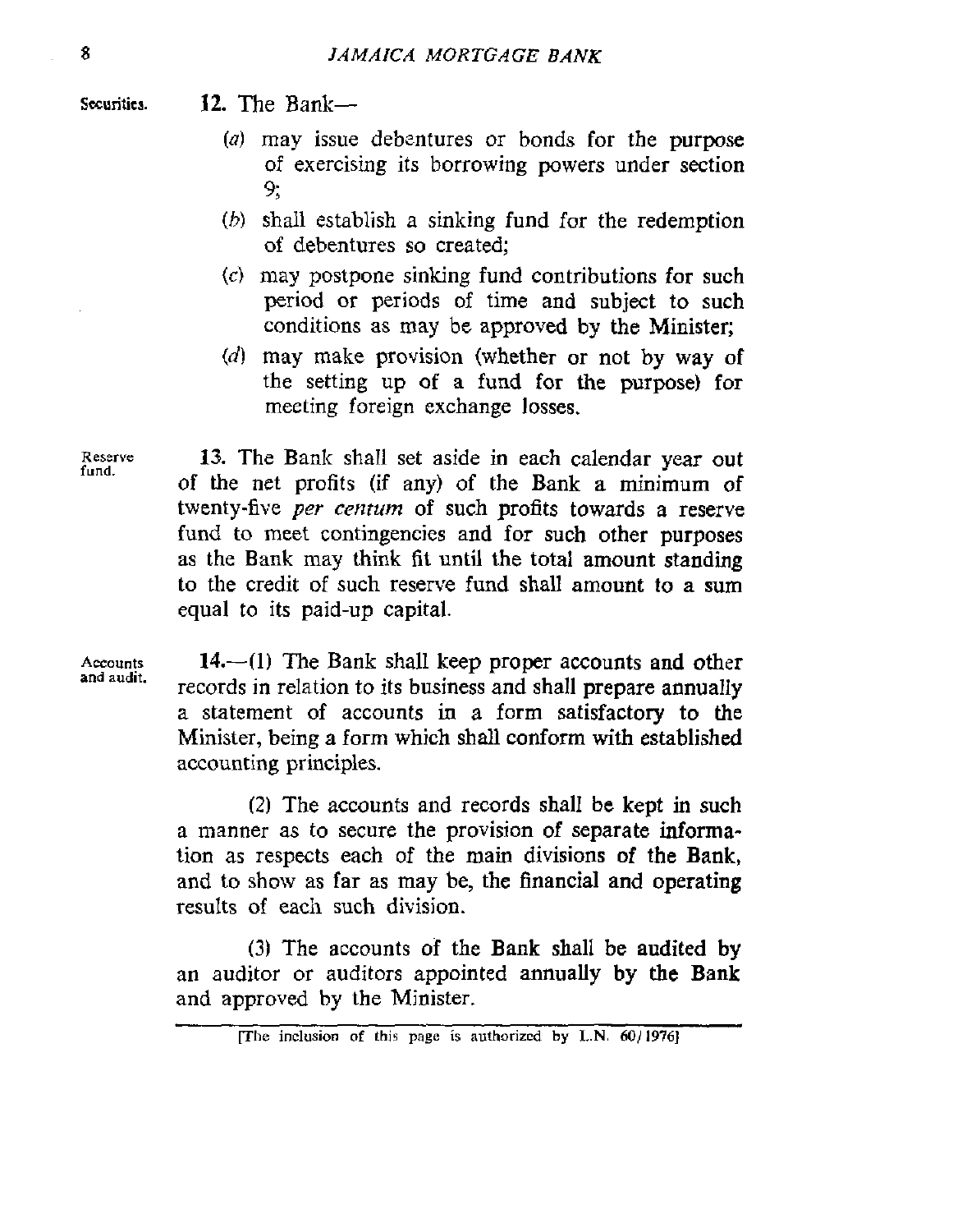Securities.

**12.** The Bank—

(*a*) may issue debentures or bonds for the purpose of exercising its borrowing powers under section 9;

(*b*) shall establish a sinking fund for the redemption of debentures so created;

(*c*) may postpone sinking fund contributions for such period or periods of time and subject to such conditions as may be approved by the Minister;

(*d*) may make provision (whether or not by way of the setting up of a fund for the purpose) for meeting foreign exchange losses.

Reserve fund.

**13.** The Bank shall set aside in each calendar year out of the net profits (if any) of the Bank a minimum of twenty-five *per centum* of such profits towards a reserve fund to meet contingencies and for such other purposes as the Bank may think fit until the total amount standing to the credit of such reserve fund shall amount to a sum equal to its paid-up capital.

Accounts and audit.

**14.**—(1) The Bank shall keep proper accounts and other records in relation to its business and shall prepare annually a statement of accounts in a form satisfactory to the Minister, being a form which shall conform with established accounting principles.

(2) The accounts and records shall be kept in such a manner as to secure the provision of separate information as respects each of the main divisions of the Bank, and to show as far as may be, the financial and operating results of each such division.

(3) The accounts of the Bank shall be audited by an auditor or auditors appointed annually by the Bank and approved by the Minister.

[The inclusion of this page is authorized by L.N. 60/1976]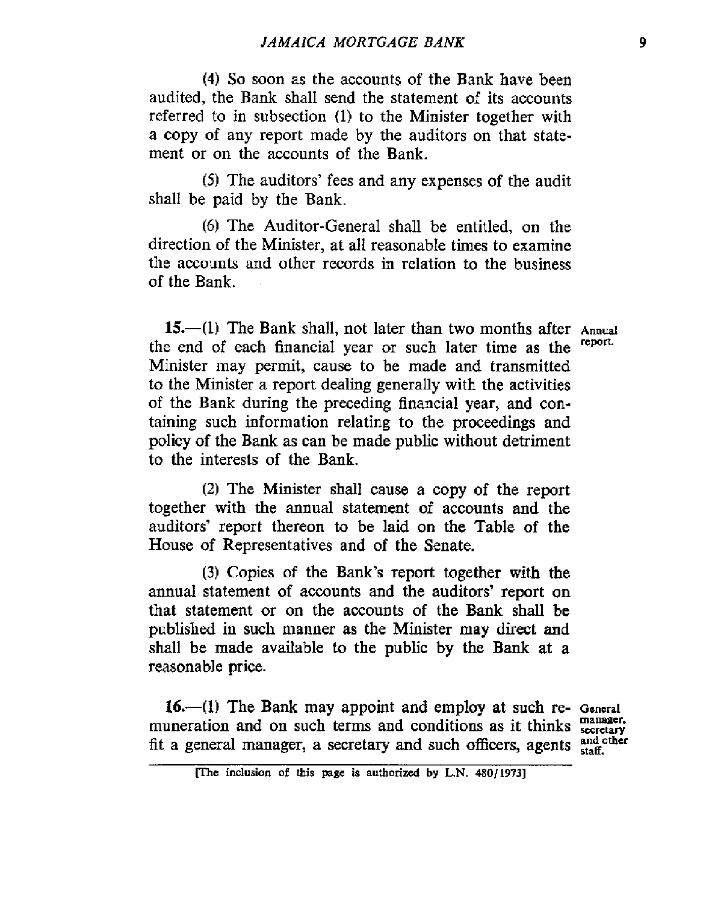(4) So soon as the accounts of the Bank have been audited, the Bank shall send the statement of its accounts referred to in subsection (1) to the Minister together with a copy of any report made by the auditors on that statement or on the accounts of the Bank.

(5) The auditors' fees and any expenses of the audit shall be paid by the Bank.

(6) The Auditor-General shall be entitled, on the direction of the Minister, at all reasonable times to examine the accounts and other records in relation to the business of the Bank.

**15.**—(1) The Bank shall, not later than two months after the end of each financial year or such later time as the Minister may permit, cause to be made and transmitted to the Minister a report dealing generally with the activities of the Bank during the preceding financial year, and containing such information relating to the proceedings and policy of the Bank as can be made public without detriment to the interests of the Bank. *Annual report.*

(2) The Minister shall cause a copy of the report together with the annual statement of accounts and the auditors' report thereon to be laid on the Table of the House of Representatives and of the Senate.

(3) Copies of the Bank's report together with the annual statement of accounts and the auditors' report on that statement or on the accounts of the Bank shall be published in such manner as the Minister may direct and shall be made available to the public by the Bank at a reasonable price.

**16.**—(1) The Bank may appoint and employ at such remuneration and on such terms and conditions as it thinks fit a general manager, a secretary and such officers, agents *General manager, secretary and other staff.*

[The inclusion of this page is authorized by L.N. 480/1973]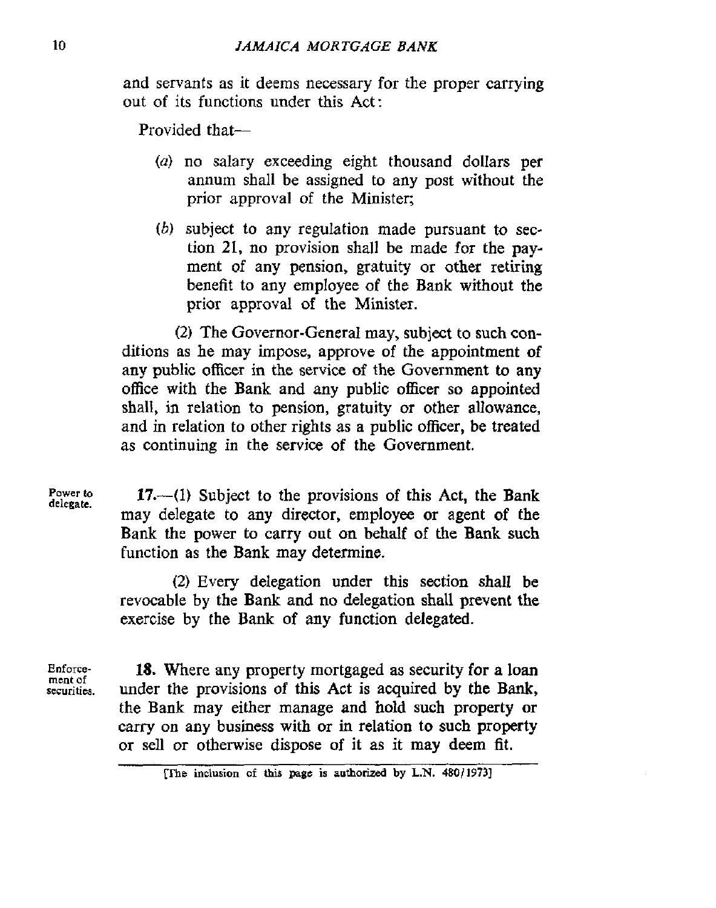and servants as it deems necessary for the proper carrying out of its functions under this Act:

Provided that—

(*a*) no salary exceeding eight thousand dollars per annum shall be assigned to any post without the prior approval of the Minister;

(*b*) subject to any regulation made pursuant to section 21, no provision shall be made for the payment of any pension, gratuity or other retiring benefit to any employee of the Bank without the prior approval of the Minister.

(2) The Governor-General may, subject to such conditions as he may impose, approve of the appointment of any public officer in the service of the Government to any office with the Bank and any public officer so appointed shall, in relation to pension, gratuity or other allowance, and in relation to other rights as a public officer, be treated as continuing in the service of the Government.

Power to delegate.

**17.**—(1) Subject to the provisions of this Act, the Bank may delegate to any director, employee or agent of the Bank the power to carry out on behalf of the Bank such function as the Bank may determine.

(2) Every delegation under this section shall be revocable by the Bank and no delegation shall prevent the exercise by the Bank of any function delegated.

Enforcement of securities.

**18.** Where any property mortgaged as security for a loan under the provisions of this Act is acquired by the Bank, the Bank may either manage and hold such property or carry on any business with or in relation to such property or sell or otherwise dispose of it as it may deem fit.

[The inclusion of this page is authorized by L.N. 480/1973]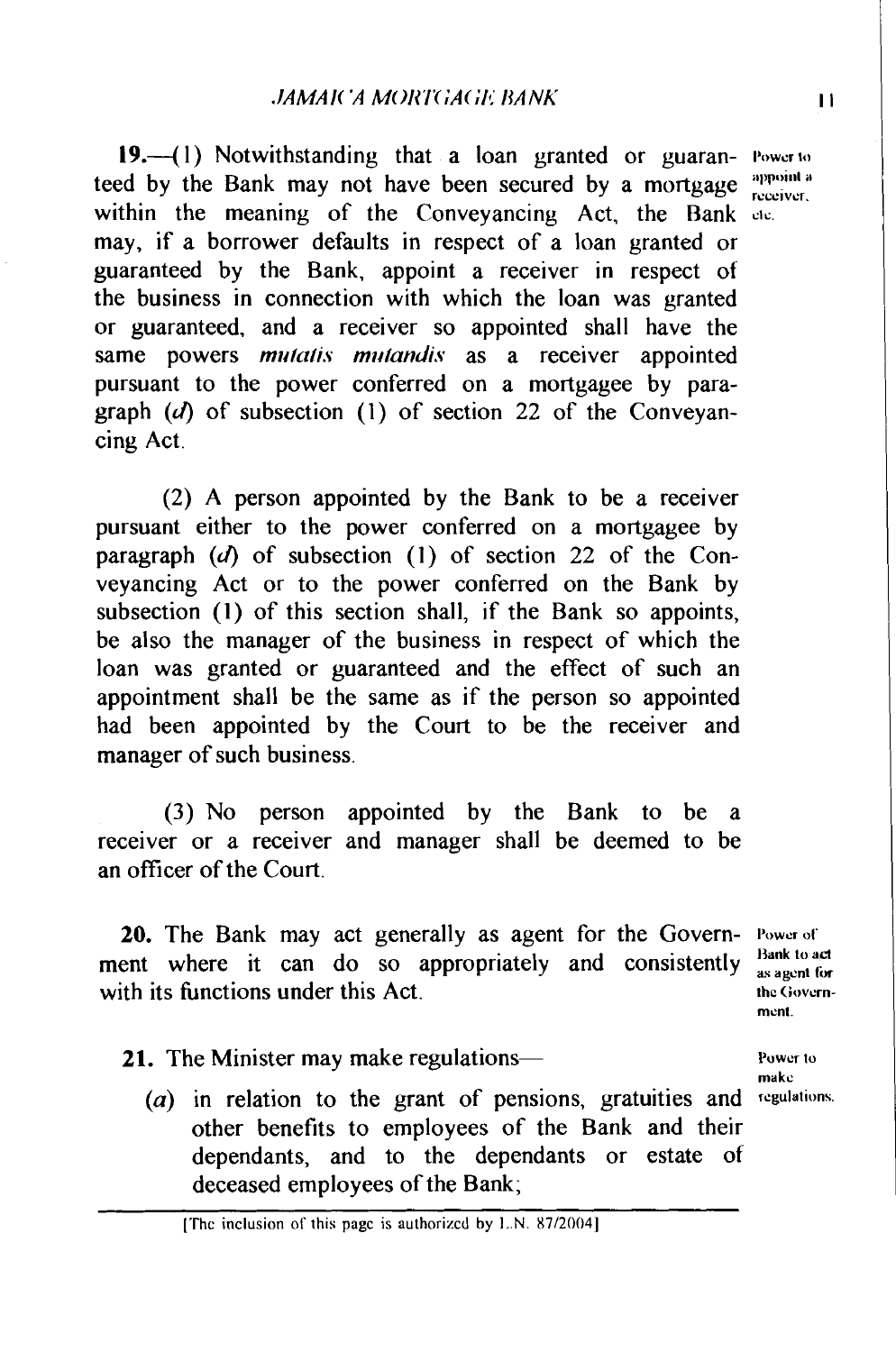**19.**—(1) Notwithstanding that a loan granted or guaranteed by the Bank may not have been secured by a mortgage within the meaning of the Conveyancing Act, the Bank may, if a borrower defaults in respect of a loan granted or guaranteed by the Bank, appoint a receiver in respect of the business in connection with which the loan was granted or guaranteed, and a receiver so appointed shall have the same powers *mutatis mutandis* as a receiver appointed pursuant to the power conferred on a mortgagee by paragraph (*d*) of subsection (1) of section 22 of the Conveyancing Act.

Power to appoint a receiver, etc.

(2) A person appointed by the Bank to be a receiver pursuant either to the power conferred on a mortgagee by paragraph (*d*) of subsection (1) of section 22 of the Conveyancing Act or to the power conferred on the Bank by subsection (1) of this section shall, if the Bank so appoints, be also the manager of the business in respect of which the loan was granted or guaranteed and the effect of such an appointment shall be the same as if the person so appointed had been appointed by the Court to be the receiver and manager of such business.

(3) No person appointed by the Bank to be a receiver or a receiver and manager shall be deemed to be an officer of the Court.

**20.** The Bank may act generally as agent for the Government where it can do so appropriately and consistently with its functions under this Act.

Power of Bank to act as agent for the Government.

**21.** The Minister may make regulations—

Power to make regulations.

(*a*) in relation to the grant of pensions, gratuities and other benefits to employees of the Bank and their dependants, and to the dependants or estate of deceased employees of the Bank;

[The inclusion of this page is authorized by L.N. 87/2004]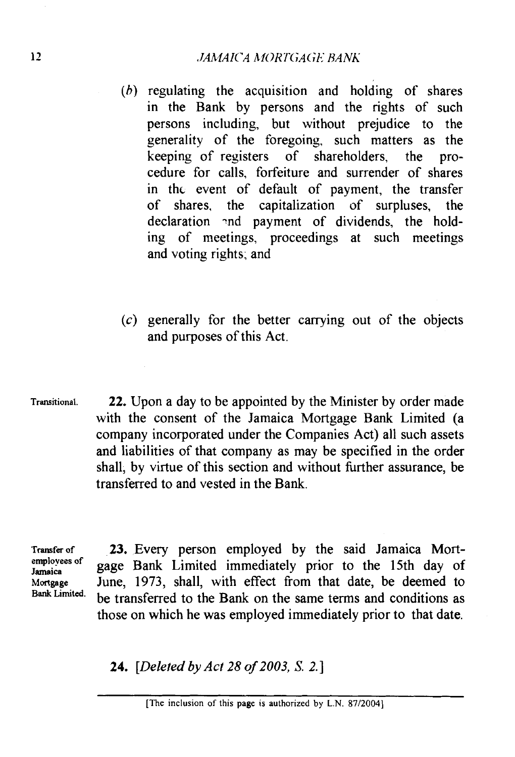(*b*) regulating the acquisition and holding of shares in the Bank by persons and the rights of such persons including, but without prejudice to the generality of the foregoing, such matters as the keeping of registers of shareholders, the procedure for calls, forfeiture and surrender of shares in the event of default of payment, the transfer of shares, the capitalization of surpluses, the declaration and payment of dividends, the holding of meetings, proceedings at such meetings and voting rights; and

(*c*) generally for the better carrying out of the objects and purposes of this Act.

Transitional.

**22.** Upon a day to be appointed by the Minister by order made with the consent of the Jamaica Mortgage Bank Limited (a company incorporated under the Companies Act) all such assets and liabilities of that company as may be specified in the order shall, by virtue of this section and without further assurance, be transferred to and vested in the Bank.

Transfer of employees of Jamaica Mortgage Bank Limited.

**23.** Every person employed by the said Jamaica Mortgage Bank Limited immediately prior to the 15th day of June, 1973, shall, with effect from that date, be deemed to be transferred to the Bank on the same terms and conditions as those on which he was employed immediately prior to that date.

**24.** [*Deleted by Act 28 of 2003, S. 2.*]

[The inclusion of this page is authorized by L.N. 87/2004]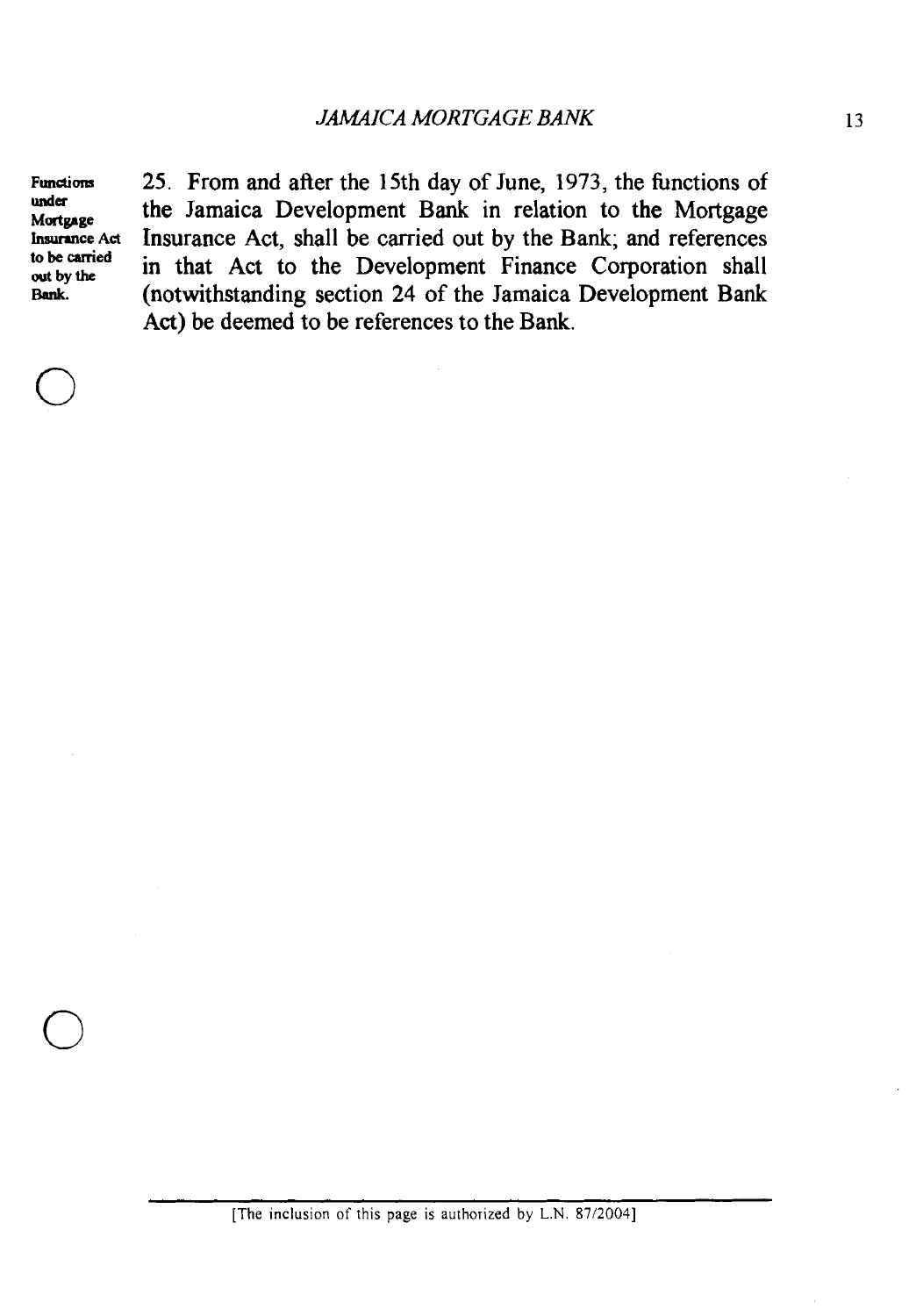**Functions under Mortgage Insurance Act to be carried out by the Bank.**

25. From and after the 15th day of June, 1973, the functions of the Jamaica Development Bank in relation to the Mortgage Insurance Act, shall be carried out by the Bank; and references in that Act to the Development Finance Corporation shall (notwithstanding section 24 of the Jamaica Development Bank Act) be deemed to be references to the Bank.

[The inclusion of this page is authorized by L.N. 87/2004]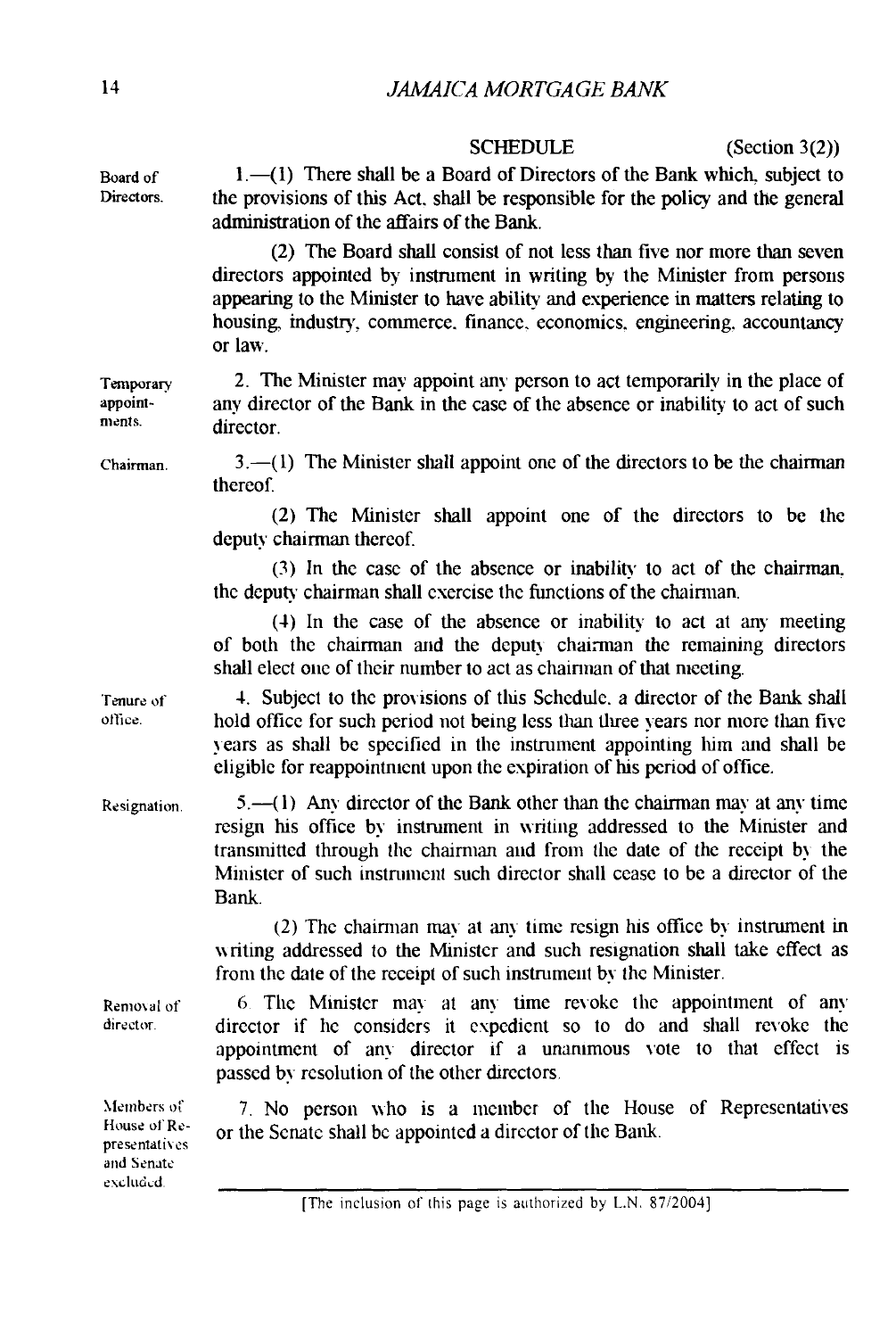## SCHEDULE (Section 3(2))

**Board of Directors.**

1.—(1) There shall be a Board of Directors of the Bank which, subject to the provisions of this Act, shall be responsible for the policy and the general administration of the affairs of the Bank.

(2) The Board shall consist of not less than five nor more than seven directors appointed by instrument in writing by the Minister from persons appearing to the Minister to have ability and experience in matters relating to housing, industry, commerce, finance, economics, engineering, accountancy or law.

**Temporary appointments.**

2. The Minister may appoint any person to act temporarily in the place of any director of the Bank in the case of the absence or inability to act of such director.

**Chairman.**

3.—(1) The Minister shall appoint one of the directors to be the chairman thereof.

(2) The Minister shall appoint one of the directors to be the deputy chairman thereof.

(3) In the case of the absence or inability to act of the chairman, the deputy chairman shall exercise the functions of the chairman.

(4) In the case of the absence or inability to act at any meeting of both the chairman and the deputy chairman the remaining directors shall elect one of their number to act as chairman of that meeting.

**Tenure of office.**

4. Subject to the provisions of this Schedule, a director of the Bank shall hold office for such period not being less than three years nor more than five years as shall be specified in the instrument appointing him and shall be eligible for reappointment upon the expiration of his period of office.

**Resignation.**

5.—(1) Any director of the Bank other than the chairman may at any time resign his office by instrument in writing addressed to the Minister and transmitted through the chairman and from the date of the receipt by the Minister of such instrument such director shall cease to be a director of the Bank.

(2) The chairman may at any time resign his office by instrument in writing addressed to the Minister and such resignation shall take effect as from the date of the receipt of such instrument by the Minister.

**Removal of director.**

6. The Minister may at any time revoke the appointment of any director if he considers it expedient so to do and shall revoke the appointment of any director if a unanimous vote to that effect is passed by resolution of the other directors.

**Members of House of Representatives and Senate excluded.**

7. No person who is a member of the House of Representatives or the Senate shall be appointed a director of the Bank.

[The inclusion of this page is authorized by L.N. 87/2004]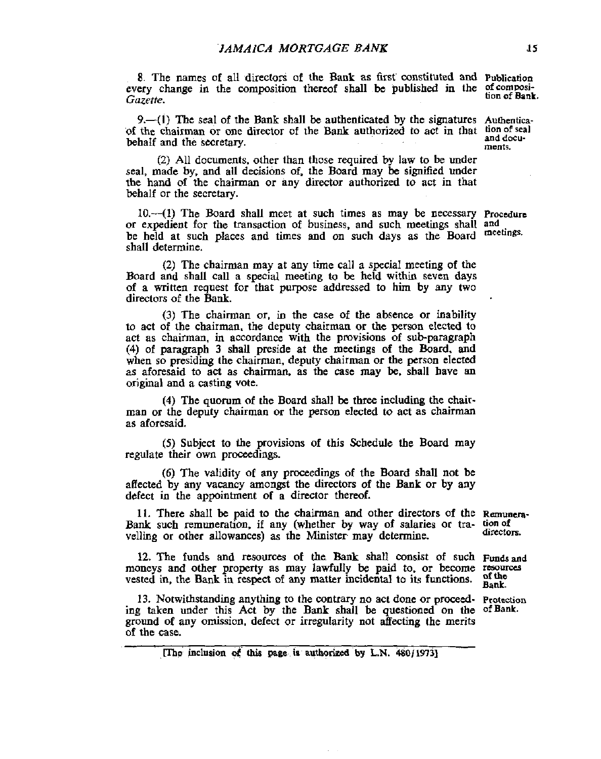8. The names of all directors of the Bank as first constituted and every change in the composition thereof shall be published in the *Gazette*. Publication of composition of Bank.

9.—(1) The seal of the Bank shall be authenticated by the signatures of the chairman or one director of the Bank authorized to act in that behalf and the secretary. Authentication of seal and documents.

(2) All documents, other than those required by law to be under seal, made by, and all decisions of, the Board may be signified under the hand of the chairman or any director authorized to act in that behalf or the secretary.

10.—(1) The Board shall meet at such times as may be necessary or expedient for the transaction of business, and such meetings shall be held at such places and times and on such days as the Board shall determine. Procedure and meetings.

(2) The chairman may at any time call a special meeting of the Board and shall call a special meeting to be held within seven days of a written request for that purpose addressed to him by any two directors of the Bank.

(3) The chairman or, in the case of the absence or inability to act of the chairman, the deputy chairman or the person elected to act as chairman, in accordance with the provisions of sub-paragraph (4) of paragraph 3 shall preside at the meetings of the Board, and when so presiding the chairman, deputy chairman or the person elected as aforesaid to act as chairman, as the case may be, shall have an original and a casting vote.

(4) The quorum of the Board shall be three including the chairman or the deputy chairman or the person elected to act as chairman as aforesaid.

(5) Subject to the provisions of this Schedule the Board may regulate their own proceedings.

(6) The validity of any proceedings of the Board shall not be affected by any vacancy amongst the directors of the Bank or by any defect in the appointment of a director thereof.

11. There shall be paid to the chairman and other directors of the Bank such remuneration, if any (whether by way of salaries or travelling or other allowances) as the Minister may determine. Remuneration of directors.

12. The funds and resources of the Bank shall consist of such moneys and other property as may lawfully be paid to, or become vested in, the Bank in respect of any matter incidental to its functions. Funds and resources of the Bank.

13. Notwithstanding anything to the contrary no act done or proceeding taken under this Act by the Bank shall be questioned on the ground of any omission, defect or irregularity not affecting the merits of the case. Protection of Bank.

[The inclusion of this page is authorized by L.N. 480/1973]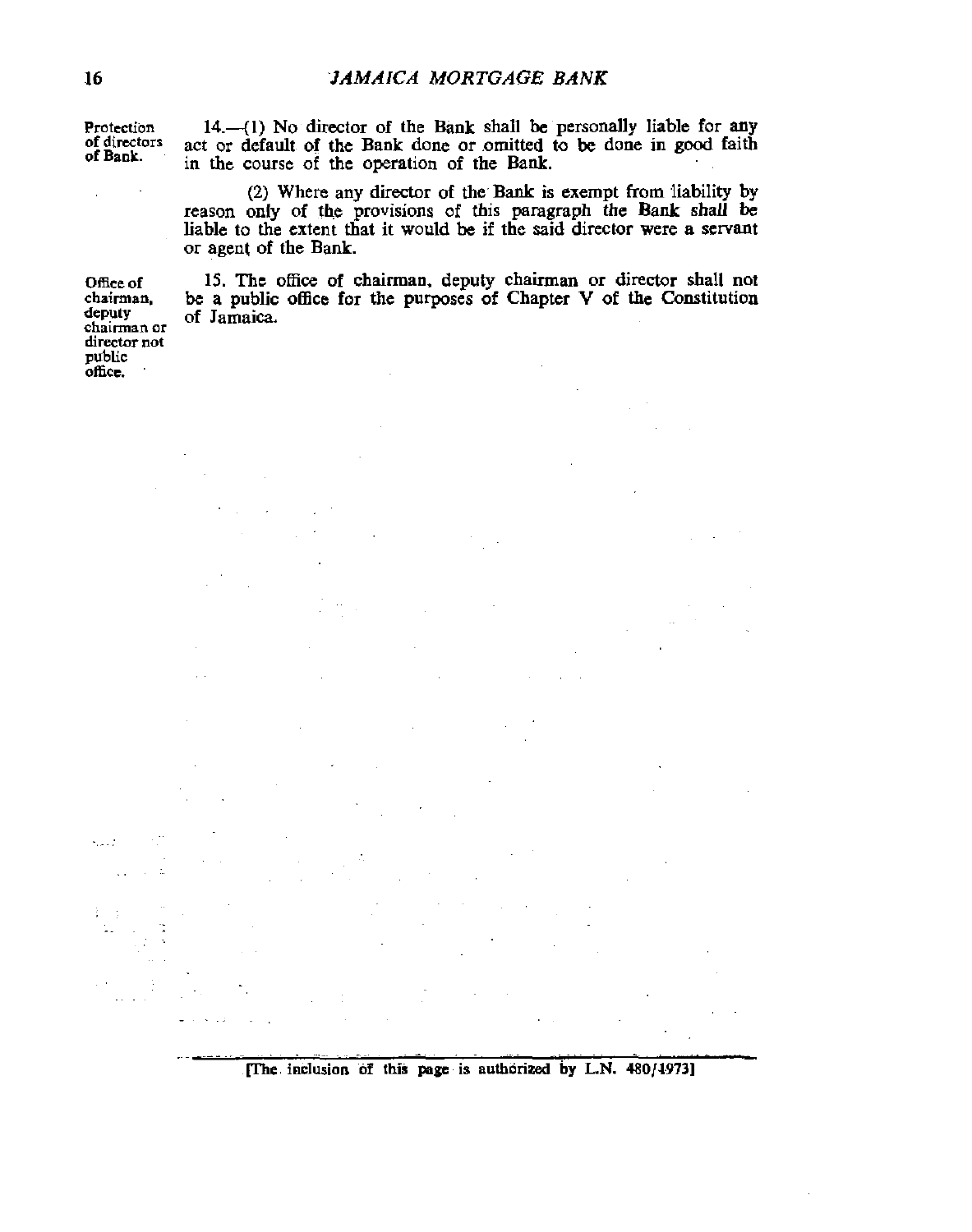Protection of directors of Bank.

14.—(1) No director of the Bank shall be personally liable for any act or default of the Bank done or omitted to be done in good faith in the course of the operation of the Bank.

(2) Where any director of the Bank is exempt from liability by reason only of the provisions of this paragraph the Bank shall be liable to the extent that it would be if the said director were a servant or agent of the Bank.

Office of chairman, deputy chairman or director not public office.

15. The office of chairman, deputy chairman or director shall not be a public office for the purposes of Chapter V of the Constitution of Jamaica.

[The inclusion of this page is authorized by L.N. 480/1973]